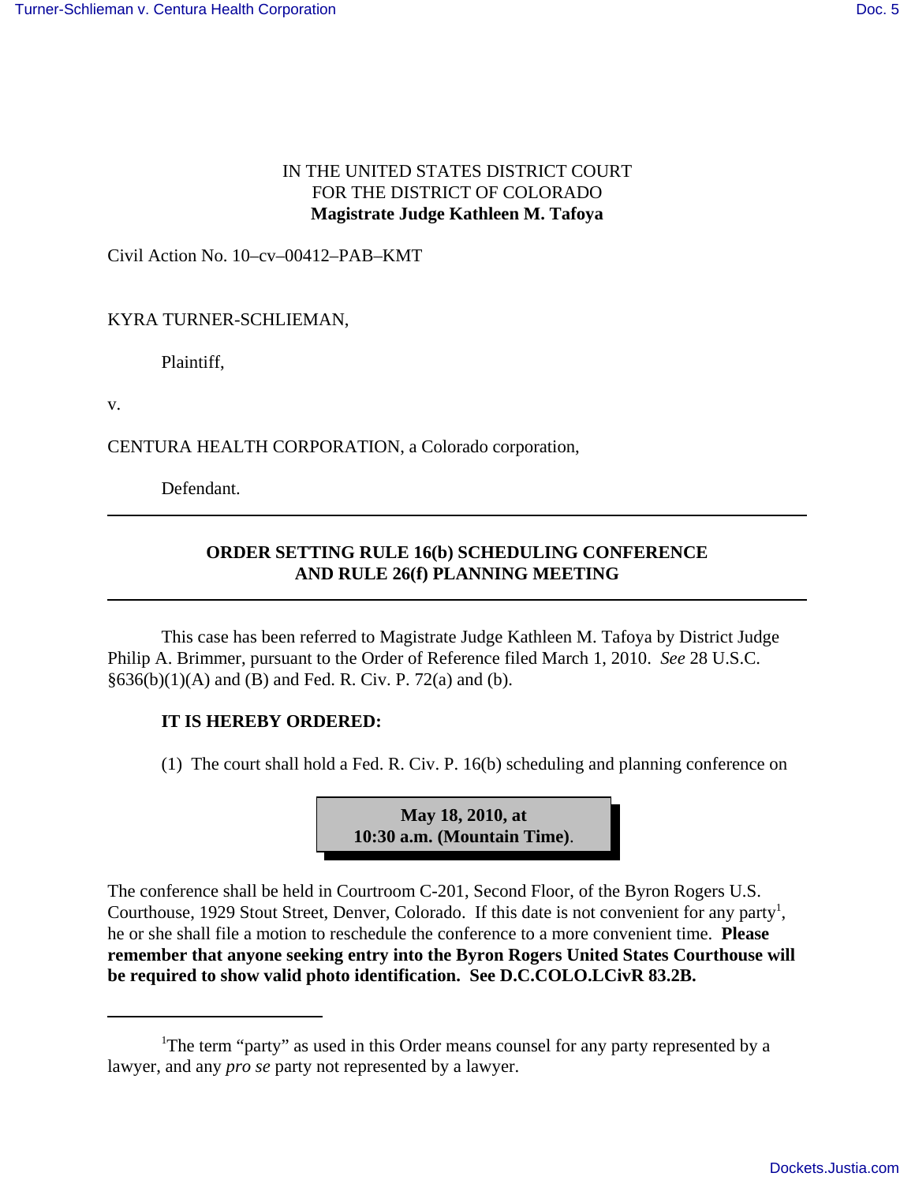IN THE UNITED STATES DISTRICT COURT
FOR THE DISTRICT OF COLORADO
**Magistrate Judge Kathleen M. Tafoya**

Civil Action No. 10–cv–00412–PAB–KMT

KYRA TURNER-SCHLIEMAN,

Plaintiff,

v.

CENTURA HEALTH CORPORATION, a Colorado corporation,

Defendant.

---

**ORDER SETTING RULE 16(b) SCHEDULING CONFERENCE AND RULE 26(f) PLANNING MEETING**

---

This case has been referred to Magistrate Judge Kathleen M. Tafoya by District Judge Philip A. Brimmer, pursuant to the Order of Reference filed March 1, 2010. *See* 28 U.S.C. §636(b)(1)(A) and (B) and Fed. R. Civ. P. 72(a) and (b).

**IT IS HEREBY ORDERED:**

(1) The court shall hold a Fed. R. Civ. P. 16(b) scheduling and planning conference on

**May 18, 2010, at 10:30 a.m. (Mountain Time)**.

The conference shall be held in Courtroom C-201, Second Floor, of the Byron Rogers U.S. Courthouse, 1929 Stout Street, Denver, Colorado. If this date is not convenient for any party[1], he or she shall file a motion to reschedule the conference to a more convenient time. **Please remember that anyone seeking entry into the Byron Rogers United States Courthouse will be required to show valid photo identification. See D.C.COLO.LCivR 83.2B.**

---

[1]The term "party" as used in this Order means counsel for any party represented by a lawyer, and any *pro se* party not represented by a lawyer.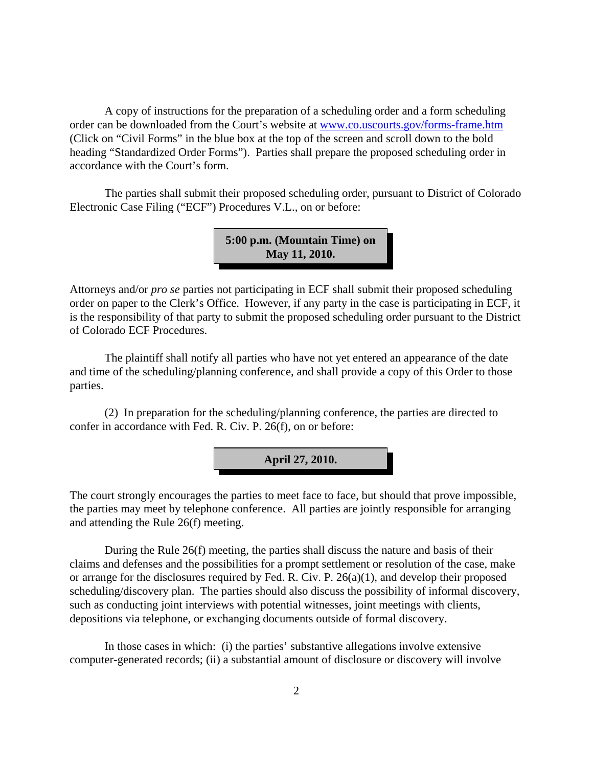A copy of instructions for the preparation of a scheduling order and a form scheduling order can be downloaded from the Court's website at [www.co.uscourts.gov/forms-frame.htm](www.co.uscourts.gov/forms-frame.htm) (Click on "Civil Forms" in the blue box at the top of the screen and scroll down to the bold heading "Standardized Order Forms"). Parties shall prepare the proposed scheduling order in accordance with the Court's form.

The parties shall submit their proposed scheduling order, pursuant to District of Colorado Electronic Case Filing ("ECF") Procedures V.L., on or before:

**5:00 p.m. (Mountain Time) on May 11, 2010.**

Attorneys and/or *pro se* parties not participating in ECF shall submit their proposed scheduling order on paper to the Clerk's Office. However, if any party in the case is participating in ECF, it is the responsibility of that party to submit the proposed scheduling order pursuant to the District of Colorado ECF Procedures.

The plaintiff shall notify all parties who have not yet entered an appearance of the date and time of the scheduling/planning conference, and shall provide a copy of this Order to those parties.

(2) In preparation for the scheduling/planning conference, the parties are directed to confer in accordance with Fed. R. Civ. P. 26(f), on or before:

**April 27, 2010.**

The court strongly encourages the parties to meet face to face, but should that prove impossible, the parties may meet by telephone conference. All parties are jointly responsible for arranging and attending the Rule 26(f) meeting.

During the Rule 26(f) meeting, the parties shall discuss the nature and basis of their claims and defenses and the possibilities for a prompt settlement or resolution of the case, make or arrange for the disclosures required by Fed. R. Civ. P. 26(a)(1), and develop their proposed scheduling/discovery plan. The parties should also discuss the possibility of informal discovery, such as conducting joint interviews with potential witnesses, joint meetings with clients, depositions via telephone, or exchanging documents outside of formal discovery.

In those cases in which: (i) the parties' substantive allegations involve extensive computer-generated records; (ii) a substantial amount of disclosure or discovery will involve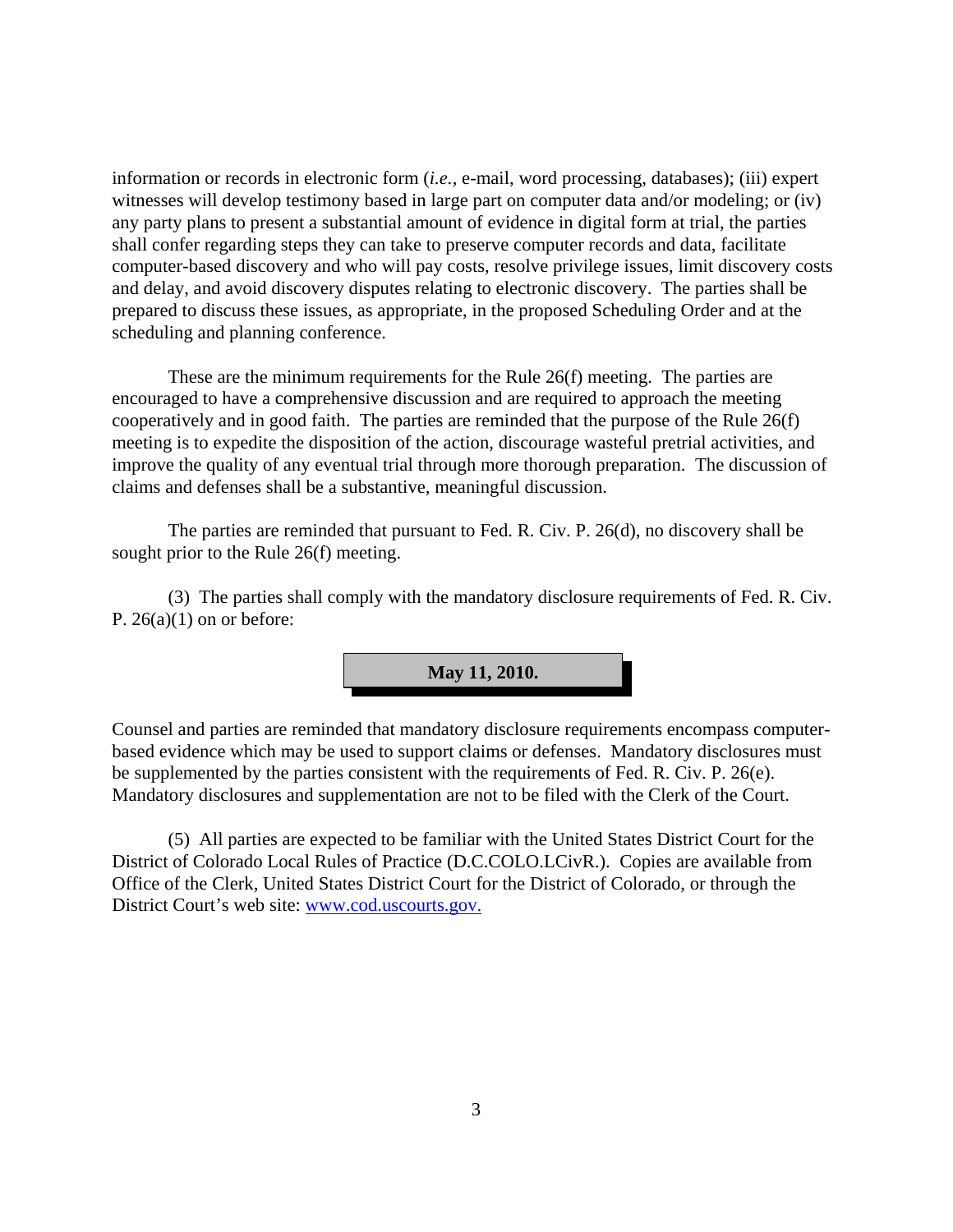information or records in electronic form (*i.e.*, e-mail, word processing, databases); (iii) expert witnesses will develop testimony based in large part on computer data and/or modeling; or (iv) any party plans to present a substantial amount of evidence in digital form at trial, the parties shall confer regarding steps they can take to preserve computer records and data, facilitate computer-based discovery and who will pay costs, resolve privilege issues, limit discovery costs and delay, and avoid discovery disputes relating to electronic discovery. The parties shall be prepared to discuss these issues, as appropriate, in the proposed Scheduling Order and at the scheduling and planning conference.

These are the minimum requirements for the Rule 26(f) meeting. The parties are encouraged to have a comprehensive discussion and are required to approach the meeting cooperatively and in good faith. The parties are reminded that the purpose of the Rule 26(f) meeting is to expedite the disposition of the action, discourage wasteful pretrial activities, and improve the quality of any eventual trial through more thorough preparation. The discussion of claims and defenses shall be a substantive, meaningful discussion.

The parties are reminded that pursuant to Fed. R. Civ. P. 26(d), no discovery shall be sought prior to the Rule 26(f) meeting.

(3) The parties shall comply with the mandatory disclosure requirements of Fed. R. Civ. P. 26(a)(1) on or before:

**May 11, 2010.**

Counsel and parties are reminded that mandatory disclosure requirements encompass computer-based evidence which may be used to support claims or defenses. Mandatory disclosures must be supplemented by the parties consistent with the requirements of Fed. R. Civ. P. 26(e). Mandatory disclosures and supplementation are not to be filed with the Clerk of the Court.

(5) All parties are expected to be familiar with the United States District Court for the District of Colorado Local Rules of Practice (D.C.COLO.LCivR.). Copies are available from Office of the Clerk, United States District Court for the District of Colorado, or through the District Court's web site: [www.cod.uscourts.gov.](http://www.cod.uscourts.gov)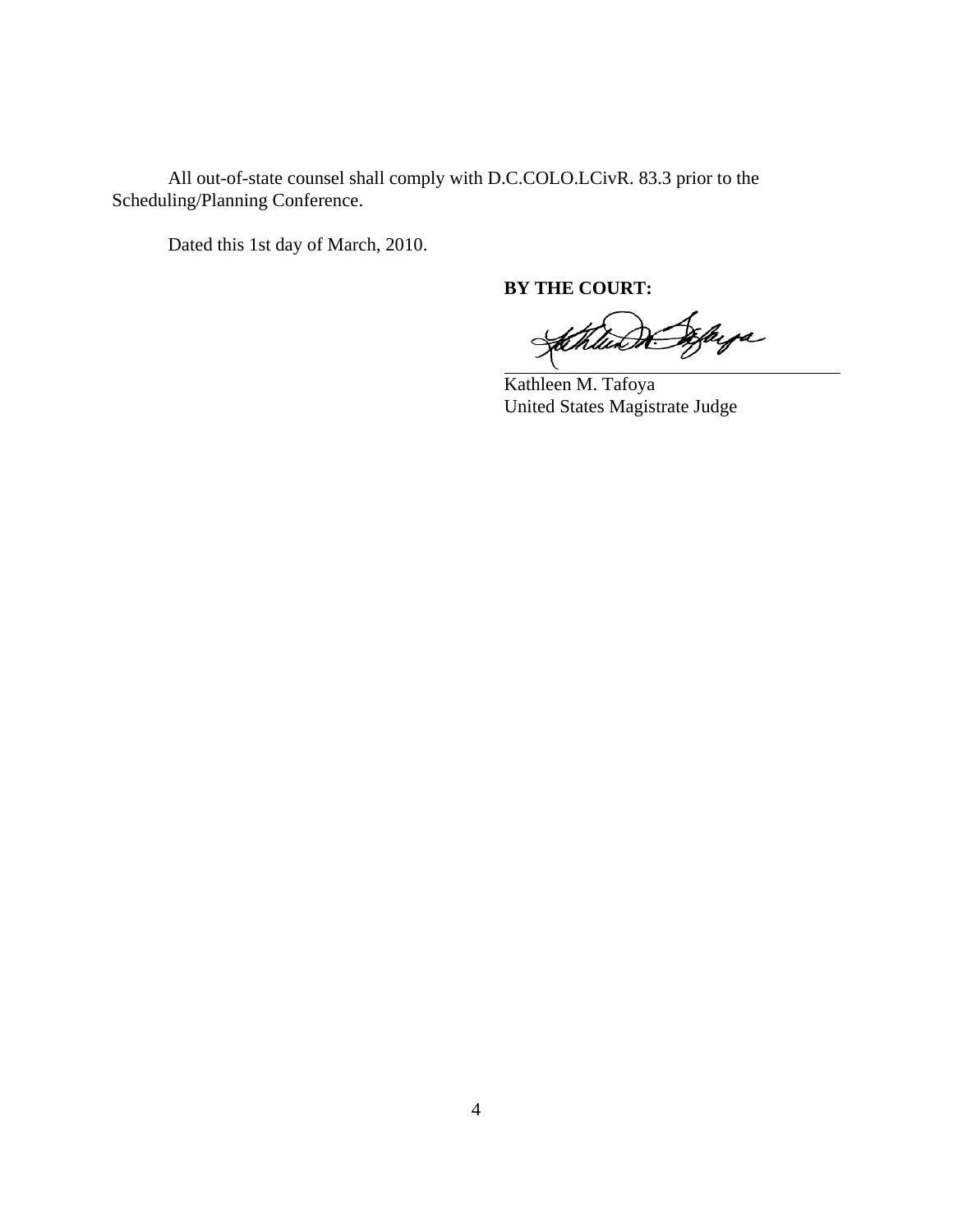All out-of-state counsel shall comply with D.C.COLO.LCivR. 83.3 prior to the Scheduling/Planning Conference.

Dated this 1st day of March, 2010.

**BY THE COURT:**

Kathleen M. Tafoya
United States Magistrate Judge